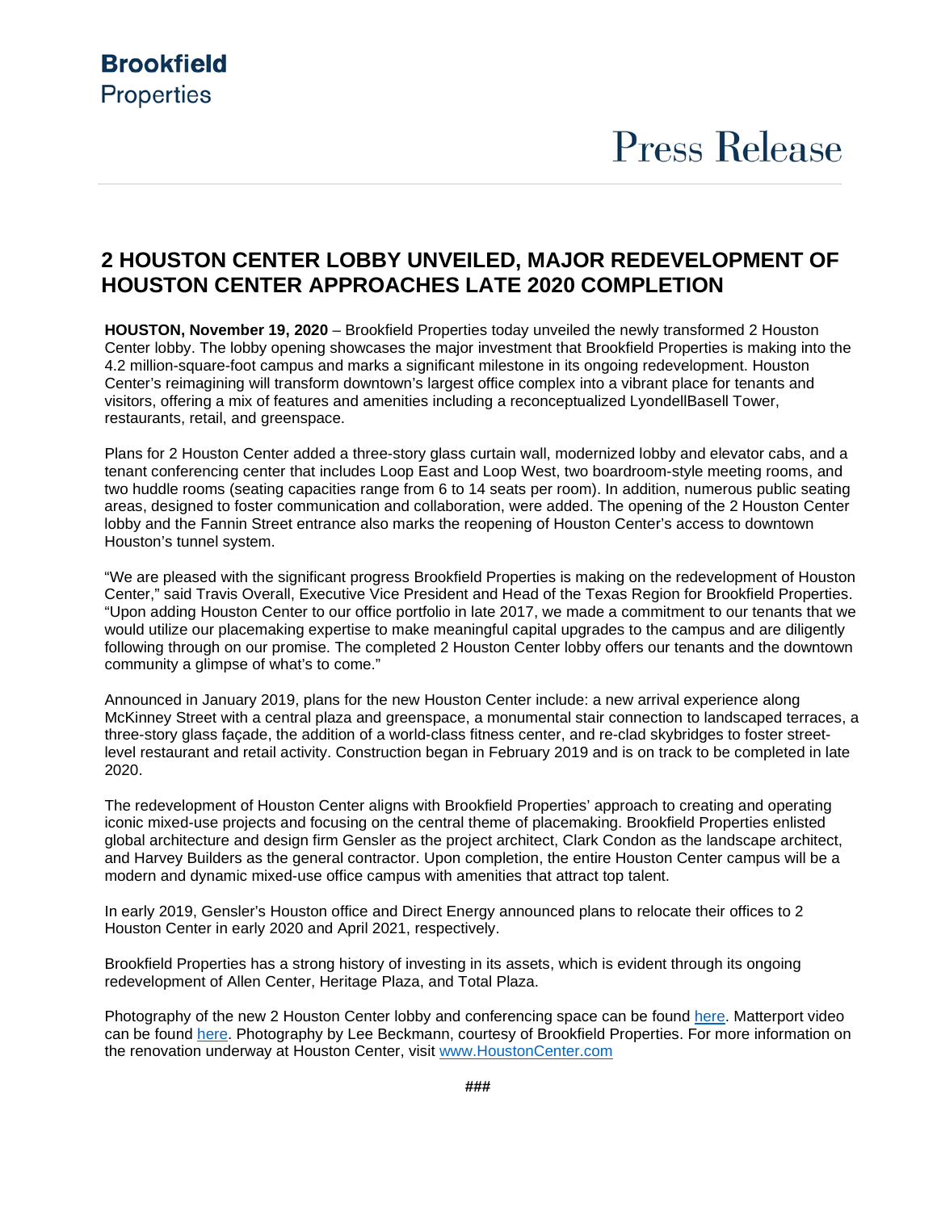**Brookfield**
Properties

Press Release

## 2 HOUSTON CENTER LOBBY UNVEILED, MAJOR REDEVELOPMENT OF HOUSTON CENTER APPROACHES LATE 2020 COMPLETION

**HOUSTON, November 19, 2020** – Brookfield Properties today unveiled the newly transformed 2 Houston Center lobby. The lobby opening showcases the major investment that Brookfield Properties is making into the 4.2 million-square-foot campus and marks a significant milestone in its ongoing redevelopment. Houston Center's reimagining will transform downtown's largest office complex into a vibrant place for tenants and visitors, offering a mix of features and amenities including a reconceptualized LyondellBasell Tower, restaurants, retail, and greenspace.

Plans for 2 Houston Center added a three-story glass curtain wall, modernized lobby and elevator cabs, and a tenant conferencing center that includes Loop East and Loop West, two boardroom-style meeting rooms, and two huddle rooms (seating capacities range from 6 to 14 seats per room). In addition, numerous public seating areas, designed to foster communication and collaboration, were added. The opening of the 2 Houston Center lobby and the Fannin Street entrance also marks the reopening of Houston Center's access to downtown Houston's tunnel system.

"We are pleased with the significant progress Brookfield Properties is making on the redevelopment of Houston Center," said Travis Overall, Executive Vice President and Head of the Texas Region for Brookfield Properties. "Upon adding Houston Center to our office portfolio in late 2017, we made a commitment to our tenants that we would utilize our placemaking expertise to make meaningful capital upgrades to the campus and are diligently following through on our promise. The completed 2 Houston Center lobby offers our tenants and the downtown community a glimpse of what's to come."

Announced in January 2019, plans for the new Houston Center include: a new arrival experience along McKinney Street with a central plaza and greenspace, a monumental stair connection to landscaped terraces, a three-story glass façade, the addition of a world-class fitness center, and re-clad skybridges to foster street-level restaurant and retail activity. Construction began in February 2019 and is on track to be completed in late 2020.

The redevelopment of Houston Center aligns with Brookfield Properties' approach to creating and operating iconic mixed-use projects and focusing on the central theme of placemaking. Brookfield Properties enlisted global architecture and design firm Gensler as the project architect, Clark Condon as the landscape architect, and Harvey Builders as the general contractor. Upon completion, the entire Houston Center campus will be a modern and dynamic mixed-use office campus with amenities that attract top talent.

In early 2019, Gensler's Houston office and Direct Energy announced plans to relocate their offices to 2 Houston Center in early 2020 and April 2021, respectively.

Brookfield Properties has a strong history of investing in its assets, which is evident through its ongoing redevelopment of Allen Center, Heritage Plaza, and Total Plaza.

Photography of the new 2 Houston Center lobby and conferencing space can be found here. Matterport video can be found here. Photography by Lee Beckmann, courtesy of Brookfield Properties. For more information on the renovation underway at Houston Center, visit www.HoustonCenter.com

###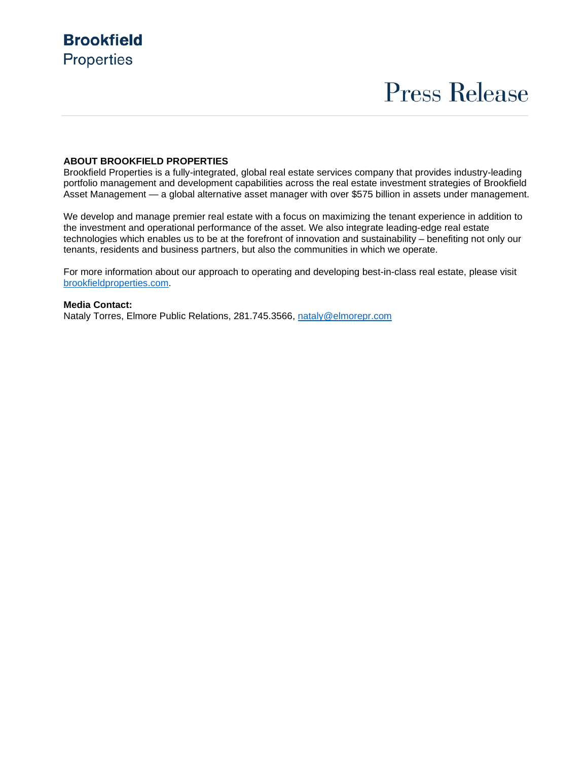**ABOUT BROOKFIELD PROPERTIES**
Brookfield Properties is a fully-integrated, global real estate services company that provides industry-leading portfolio management and development capabilities across the real estate investment strategies of Brookfield Asset Management — a global alternative asset manager with over $575 billion in assets under management.

We develop and manage premier real estate with a focus on maximizing the tenant experience in addition to the investment and operational performance of the asset. We also integrate leading-edge real estate technologies which enables us to be at the forefront of innovation and sustainability – benefiting not only our tenants, residents and business partners, but also the communities in which we operate.

For more information about our approach to operating and developing best-in-class real estate, please visit brookfieldproperties.com.

**Media Contact:**
Nataly Torres, Elmore Public Relations, 281.745.3566, nataly@elmorepr.com